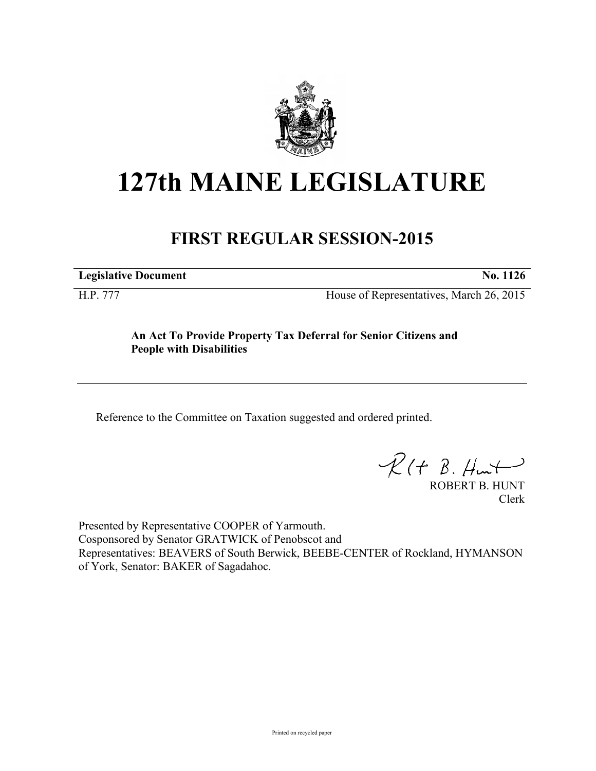# 127th MAINE LEGISLATURE

## FIRST REGULAR SESSION-2015

**Legislative Document** **No. 1126**

H.P. 777 House of Representatives, March 26, 2015

**An Act To Provide Property Tax Deferral for Senior Citizens and People with Disabilities**

Reference to the Committee on Taxation suggested and ordered printed.

ROBERT B. HUNT
Clerk

Presented by Representative COOPER of Yarmouth.
Cosponsored by Senator GRATWICK of Penobscot and
Representatives: BEAVERS of South Berwick, BEEBE-CENTER of Rockland, HYMANSON of York, Senator: BAKER of Sagadahoc.

Printed on recycled paper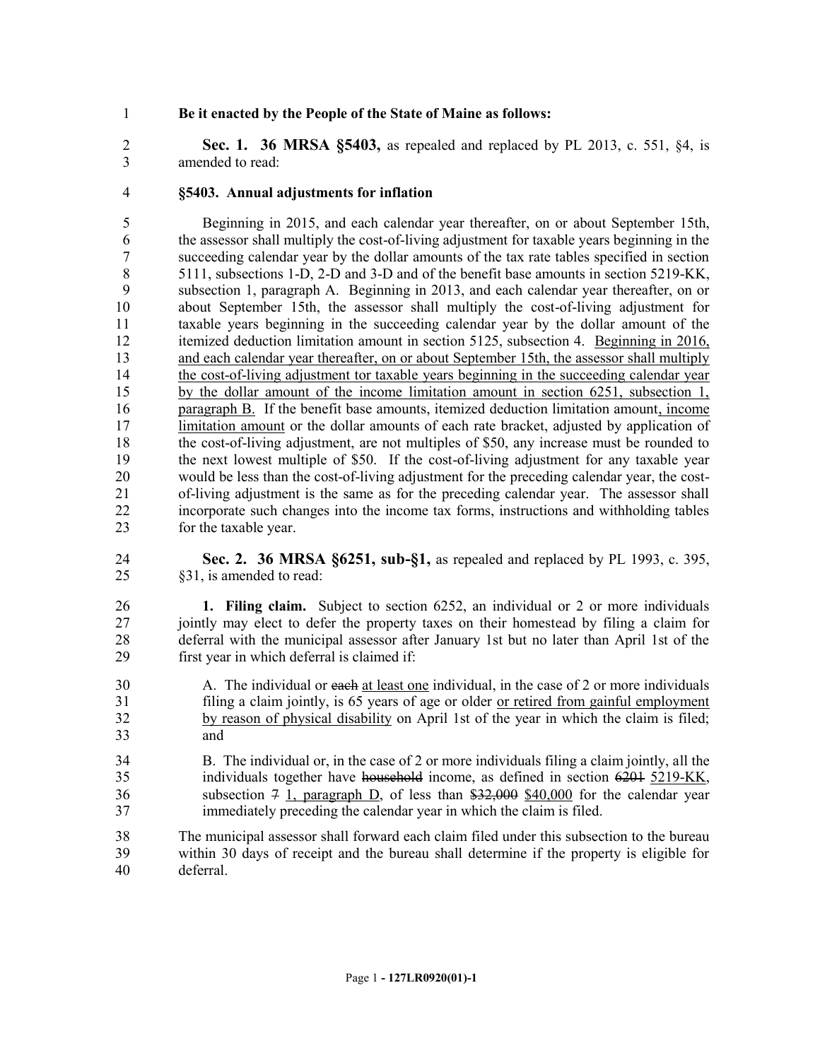**Be it enacted by the People of the State of Maine as follows:**

**Sec. 1. 36 MRSA §5403,** as repealed and replaced by PL 2013, c. 551, §4, is amended to read:

**§5403. Annual adjustments for inflation**

Beginning in 2015, and each calendar year thereafter, on or about September 15th, the assessor shall multiply the cost-of-living adjustment for taxable years beginning in the succeeding calendar year by the dollar amounts of the tax rate tables specified in section 5111, subsections 1-D, 2-D and 3-D and of the benefit base amounts in section 5219-KK, subsection 1, paragraph A. Beginning in 2013, and each calendar year thereafter, on or about September 15th, the assessor shall multiply the cost-of-living adjustment for taxable years beginning in the succeeding calendar year by the dollar amount of the itemized deduction limitation amount in section 5125, subsection 4. <u>Beginning in 2016, and each calendar year thereafter, on or about September 15th, the assessor shall multiply the cost-of-living adjustment tor taxable years beginning in the succeeding calendar year by the dollar amount of the income limitation amount in section 6251, subsection 1, paragraph B.</u> If the benefit base amounts, itemized deduction limitation amount<u>, income limitation amount</u> or the dollar amounts of each rate bracket, adjusted by application of the cost-of-living adjustment, are not multiples of $50, any increase must be rounded to the next lowest multiple of $50. If the cost-of-living adjustment for any taxable year would be less than the cost-of-living adjustment for the preceding calendar year, the cost-of-living adjustment is the same as for the preceding calendar year. The assessor shall incorporate such changes into the income tax forms, instructions and withholding tables for the taxable year.

**Sec. 2. 36 MRSA §6251, sub-§1,** as repealed and replaced by PL 1993, c. 395, §31, is amended to read:

**1. Filing claim.** Subject to section 6252, an individual or 2 or more individuals jointly may elect to defer the property taxes on their homestead by filing a claim for deferral with the municipal assessor after January 1st but no later than April 1st of the first year in which deferral is claimed if:

A. The individual or ~~each~~ <u>at least one</u> individual, in the case of 2 or more individuals filing a claim jointly, is 65 years of age or older <u>or retired from gainful employment by reason of physical disability</u> on April 1st of the year in which the claim is filed; and

B. The individual or, in the case of 2 or more individuals filing a claim jointly, all the individuals together have ~~household~~ income, as defined in section ~~6201~~ <u>5219-KK</u>, subsection ~~7~~ <u>1, paragraph D</u>, of less than ~~$32,000~~ <u>$40,000</u> for the calendar year immediately preceding the calendar year in which the claim is filed.

The municipal assessor shall forward each claim filed under this subsection to the bureau within 30 days of receipt and the bureau shall determine if the property is eligible for deferral.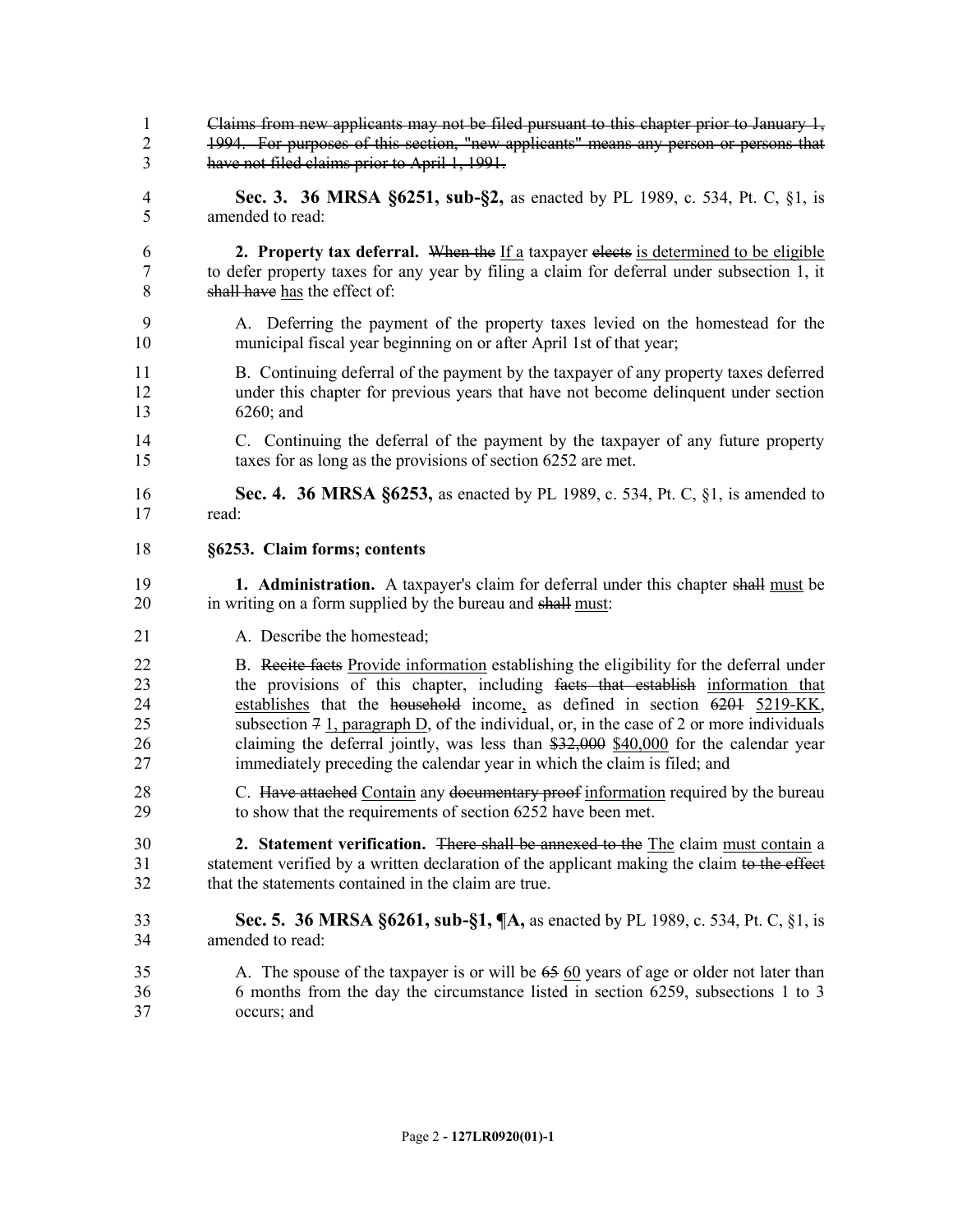~~Claims from new applicants may not be filed pursuant to this chapter prior to January 1, 1994. For purposes of this section, "new applicants" means any person or persons that have not filed claims prior to April 1, 1991.~~

**Sec. 3. 36 MRSA §6251, sub-§2,** as enacted by PL 1989, c. 534, Pt. C, §1, is amended to read:

**2. Property tax deferral.** ~~When the~~ <u>If a</u> taxpayer ~~elects~~ <u>is determined to be eligible</u> to defer property taxes for any year by filing a claim for deferral under subsection 1, it ~~shall have~~ <u>has</u> the effect of:

A. Deferring the payment of the property taxes levied on the homestead for the municipal fiscal year beginning on or after April 1st of that year;

B. Continuing deferral of the payment by the taxpayer of any property taxes deferred under this chapter for previous years that have not become delinquent under section 6260; and

C. Continuing the deferral of the payment by the taxpayer of any future property taxes for as long as the provisions of section 6252 are met.

**Sec. 4. 36 MRSA §6253,** as enacted by PL 1989, c. 534, Pt. C, §1, is amended to read:

**§6253. Claim forms; contents**

**1. Administration.** A taxpayer's claim for deferral under this chapter ~~shall~~ <u>must</u> be in writing on a form supplied by the bureau and ~~shall~~ <u>must</u>:

A. Describe the homestead;

B. ~~Recite facts~~ <u>Provide information</u> establishing the eligibility for the deferral under the provisions of this chapter, including ~~facts that establish~~ <u>information that establishes</u> that the ~~household~~ income<u>,</u> as defined in section ~~6201~~ <u>5219-KK,</u> subsection ~~7~~ <u>1, paragraph D</u>, of the individual, or, in the case of 2 or more individuals claiming the deferral jointly, was less than ~~$32,000~~ <u>$40,000</u> for the calendar year immediately preceding the calendar year in which the claim is filed; and

C. ~~Have attached~~ <u>Contain</u> any ~~documentary proof~~ <u>information</u> required by the bureau to show that the requirements of section 6252 have been met.

**2. Statement verification.** ~~There shall be annexed to the~~ <u>The</u> claim <u>must contain</u> a statement verified by a written declaration of the applicant making the claim ~~to the effect~~ that the statements contained in the claim are true.

**Sec. 5. 36 MRSA §6261, sub-§1, ¶A,** as enacted by PL 1989, c. 534, Pt. C, §1, is amended to read:

A. The spouse of the taxpayer is or will be ~~65~~ <u>60</u> years of age or older not later than 6 months from the day the circumstance listed in section 6259, subsections 1 to 3 occurs; and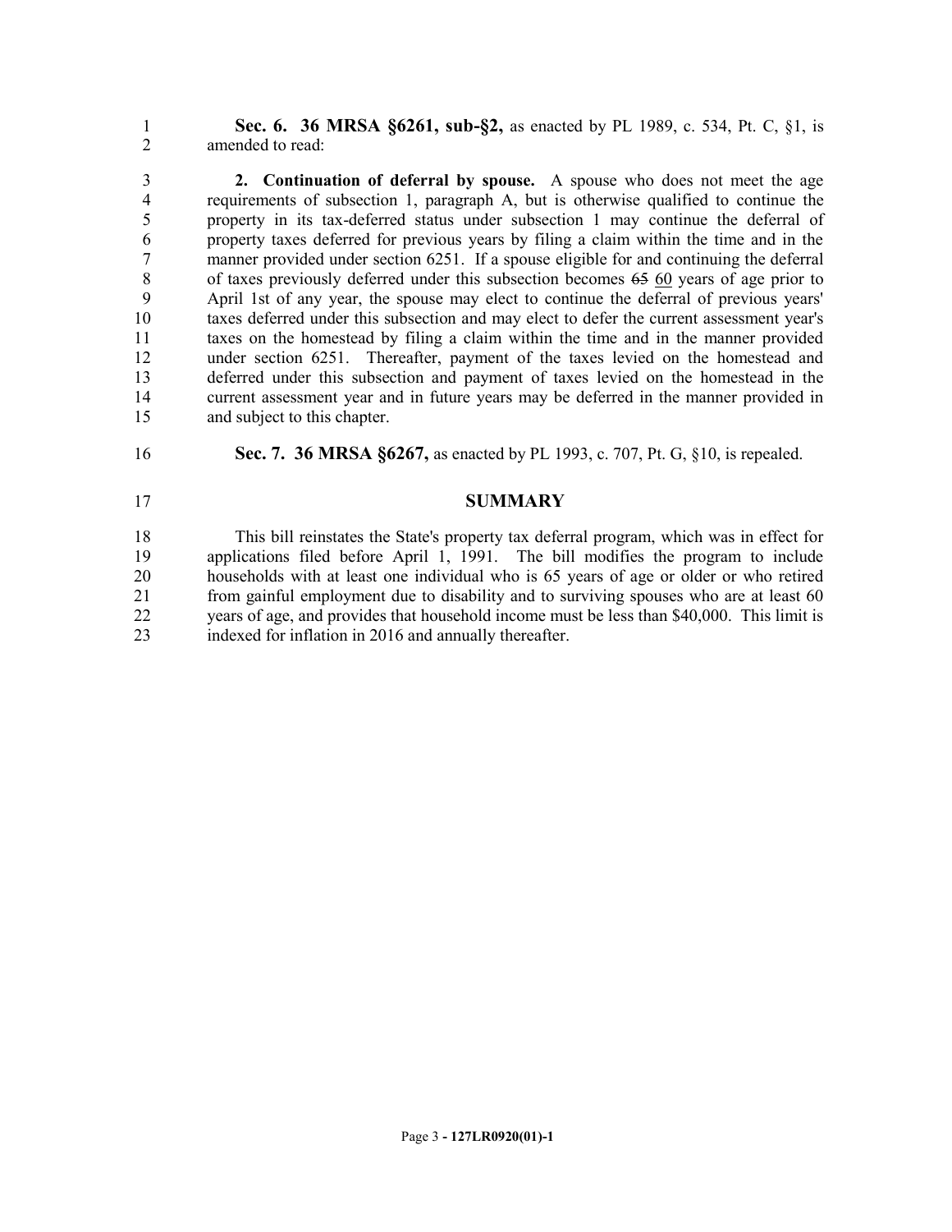**Sec. 6. 36 MRSA §6261, sub-§2,** as enacted by PL 1989, c. 534, Pt. C, §1, is amended to read:

**2. Continuation of deferral by spouse.** A spouse who does not meet the age requirements of subsection 1, paragraph A, but is otherwise qualified to continue the property in its tax-deferred status under subsection 1 may continue the deferral of property taxes deferred for previous years by filing a claim within the time and in the manner provided under section 6251. If a spouse eligible for and continuing the deferral of taxes previously deferred under this subsection becomes ~~65~~ 60 years of age prior to April 1st of any year, the spouse may elect to continue the deferral of previous years' taxes deferred under this subsection and may elect to defer the current assessment year's taxes on the homestead by filing a claim within the time and in the manner provided under section 6251. Thereafter, payment of the taxes levied on the homestead and deferred under this subsection and payment of taxes levied on the homestead in the current assessment year and in future years may be deferred in the manner provided in and subject to this chapter.

**Sec. 7. 36 MRSA §6267,** as enacted by PL 1993, c. 707, Pt. G, §10, is repealed.

## SUMMARY

This bill reinstates the State's property tax deferral program, which was in effect for applications filed before April 1, 1991. The bill modifies the program to include households with at least one individual who is 65 years of age or older or who retired from gainful employment due to disability and to surviving spouses who are at least 60 years of age, and provides that household income must be less than $40,000. This limit is indexed for inflation in 2016 and annually thereafter.